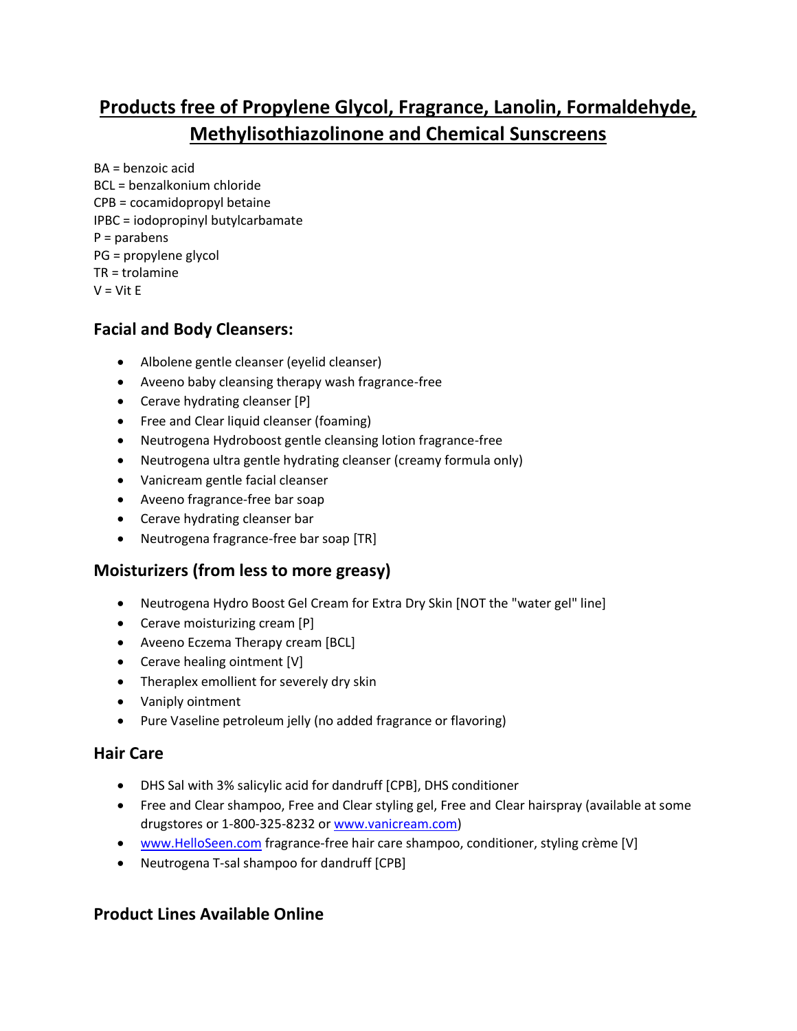# Products free of Propylene Glycol, Fragrance, Lanolin, Formaldehyde, Methylisothiazolinone and Chemical Sunscreens

BA = benzoic acid
BCL = benzalkonium chloride
CPB = cocamidopropyl betaine
IPBC = iodopropinyl butylcarbamate
P = parabens
PG = propylene glycol
TR = trolamine
V = Vit E

## Facial and Body Cleansers:

- Albolene gentle cleanser (eyelid cleanser)
- Aveeno baby cleansing therapy wash fragrance-free
- Cerave hydrating cleanser [P]
- Free and Clear liquid cleanser (foaming)
- Neutrogena Hydroboost gentle cleansing lotion fragrance-free
- Neutrogena ultra gentle hydrating cleanser (creamy formula only)
- Vanicream gentle facial cleanser
- Aveeno fragrance-free bar soap
- Cerave hydrating cleanser bar
- Neutrogena fragrance-free bar soap [TR]

## Moisturizers (from less to more greasy)

- Neutrogena Hydro Boost Gel Cream for Extra Dry Skin [NOT the "water gel" line]
- Cerave moisturizing cream [P]
- Aveeno Eczema Therapy cream [BCL]
- Cerave healing ointment [V]
- Theraplex emollient for severely dry skin
- Vaniply ointment
- Pure Vaseline petroleum jelly (no added fragrance or flavoring)

## Hair Care

- DHS Sal with 3% salicylic acid for dandruff [CPB], DHS conditioner
- Free and Clear shampoo, Free and Clear styling gel, Free and Clear hairspray (available at some drugstores or 1-800-325-8232 or www.vanicream.com)
- www.HelloSeen.com fragrance-free hair care shampoo, conditioner, styling crème [V]
- Neutrogena T-sal shampoo for dandruff [CPB]

## Product Lines Available Online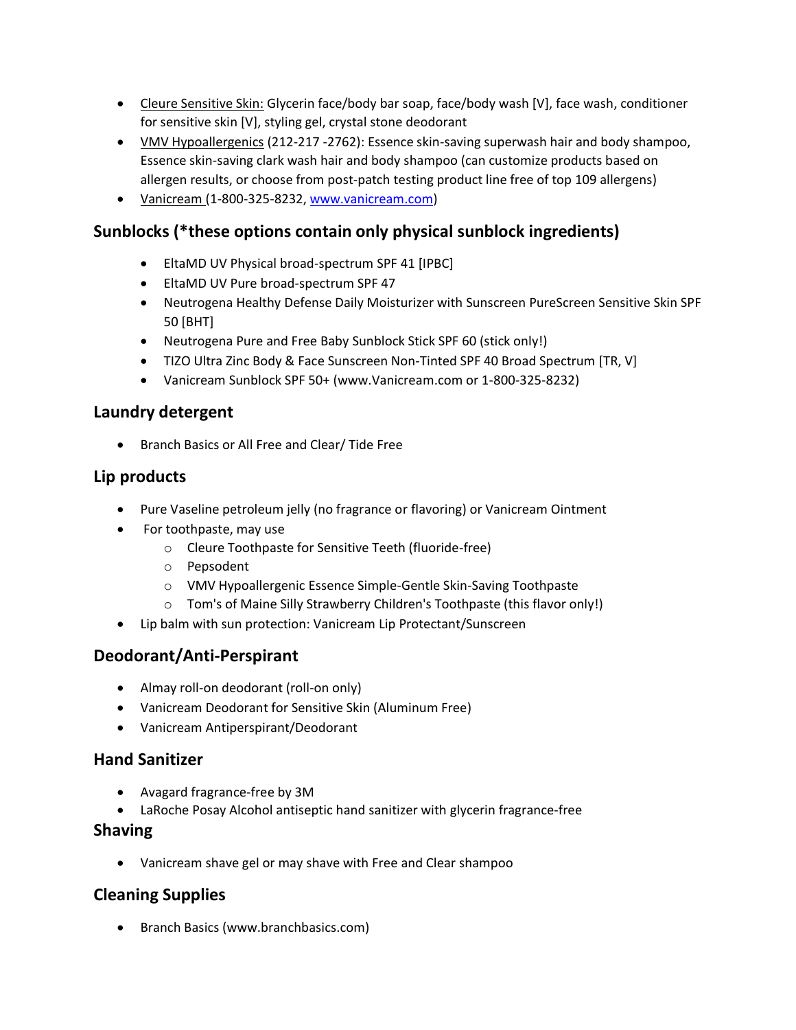- Cleure Sensitive Skin: Glycerin face/body bar soap, face/body wash [V], face wash, conditioner for sensitive skin [V], styling gel, crystal stone deodorant
- VMV Hypoallergenics (212-217 -2762): Essence skin-saving superwash hair and body shampoo, Essence skin-saving clark wash hair and body shampoo (can customize products based on allergen results, or choose from post-patch testing product line free of top 109 allergens)
- Vanicream (1-800-325-8232, www.vanicream.com)

## Sunblocks (*these options contain only physical sunblock ingredients)

- EltaMD UV Physical broad-spectrum SPF 41 [IPBC]
- EltaMD UV Pure broad-spectrum SPF 47
- Neutrogena Healthy Defense Daily Moisturizer with Sunscreen PureScreen Sensitive Skin SPF 50 [BHT]
- Neutrogena Pure and Free Baby Sunblock Stick SPF 60 (stick only!)
- TIZO Ultra Zinc Body & Face Sunscreen Non-Tinted SPF 40 Broad Spectrum [TR, V]
- Vanicream Sunblock SPF 50+ (www.Vanicream.com or 1-800-325-8232)

## Laundry detergent

- Branch Basics or All Free and Clear/ Tide Free

## Lip products

- Pure Vaseline petroleum jelly (no fragrance or flavoring) or Vanicream Ointment
- For toothpaste, may use
  - Cleure Toothpaste for Sensitive Teeth (fluoride-free)
  - Pepsodent
  - VMV Hypoallergenic Essence Simple-Gentle Skin-Saving Toothpaste
  - Tom's of Maine Silly Strawberry Children's Toothpaste (this flavor only!)
- Lip balm with sun protection: Vanicream Lip Protectant/Sunscreen

## Deodorant/Anti-Perspirant

- Almay roll-on deodorant (roll-on only)
- Vanicream Deodorant for Sensitive Skin (Aluminum Free)
- Vanicream Antiperspirant/Deodorant

## Hand Sanitizer

- Avagard fragrance-free by 3M
- LaRoche Posay Alcohol antiseptic hand sanitizer with glycerin fragrance-free

## Shaving

- Vanicream shave gel or may shave with Free and Clear shampoo

## Cleaning Supplies

- Branch Basics (www.branchbasics.com)